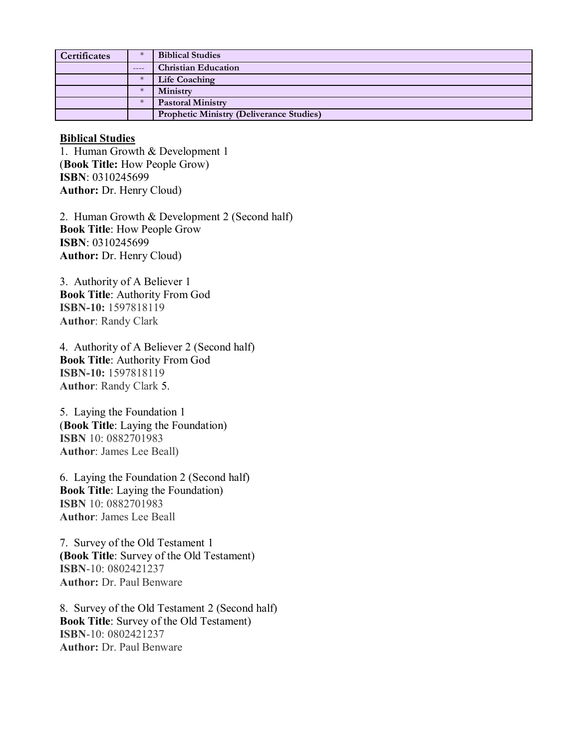| Certificates | * | Biblical Studies |
| --- | --- | --- |
| | ---- | Christian Education |
| | * | Life Coaching |
| | * | Ministry |
| | * | Pastoral Ministry |
| | | Prophetic Ministry (Deliverance Studies) |

**Biblical Studies**

1. Human Growth & Development 1
(**Book Title:** How People Grow)
**ISBN**: 0310245699
**Author:** Dr. Henry Cloud)

2. Human Growth & Development 2 (Second half)
**Book Title**: How People Grow
**ISBN**: 0310245699
**Author:** Dr. Henry Cloud)

3. Authority of A Believer 1
**Book Title**: Authority From God
**ISBN-10:** 1597818119
**Author**: Randy Clark

4. Authority of A Believer 2 (Second half)
**Book Title**: Authority From God
**ISBN-10:** 1597818119
**Author**: Randy Clark 5.

5. Laying the Foundation 1
(**Book Title**: Laying the Foundation)
**ISBN** 10: 0882701983
**Author**: James Lee Beall)

6. Laying the Foundation 2 (Second half)
**Book Title**: Laying the Foundation)
**ISBN** 10: 0882701983
**Author**: James Lee Beall

7. Survey of the Old Testament 1
**(Book Title**: Survey of the Old Testament)
**ISBN**-10: 0802421237
**Author:** Dr. Paul Benware

8. Survey of the Old Testament 2 (Second half)
**Book Title**: Survey of the Old Testament)
**ISBN**-10: 0802421237
**Author:** Dr. Paul Benware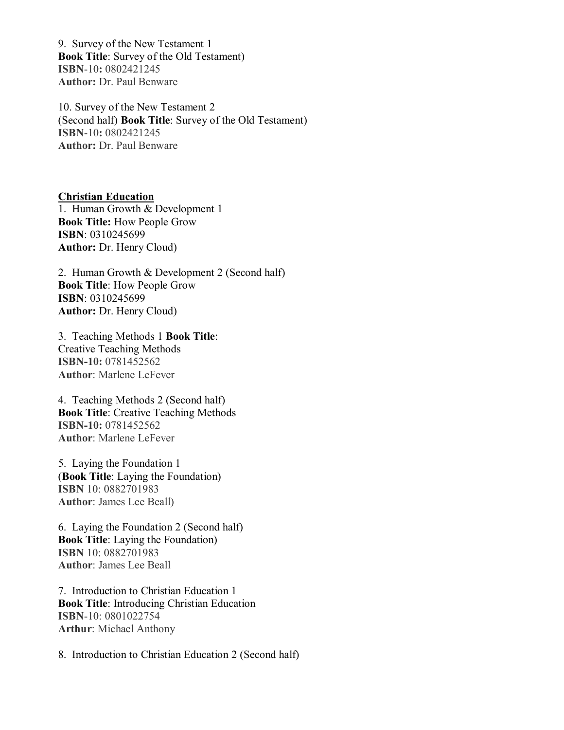9. Survey of the New Testament 1
**Book Title**: Survey of the Old Testament)
**ISBN**-10**:** 0802421245
**Author:** Dr. Paul Benware

10. Survey of the New Testament 2
(Second half) **Book Title**: Survey of the Old Testament)
**ISBN**-10**:** 0802421245
**Author:** Dr. Paul Benware

**<u>Christian Education</u>**

1. Human Growth & Development 1
**Book Title:** How People Grow
**ISBN**: 0310245699
**Author:** Dr. Henry Cloud)

2. Human Growth & Development 2 (Second half)
**Book Title**: How People Grow
**ISBN**: 0310245699
**Author:** Dr. Henry Cloud)

3. Teaching Methods 1 **Book Title**:
Creative Teaching Methods
**ISBN-10:** 0781452562
**Author**: Marlene LeFever

4. Teaching Methods 2 (Second half)
**Book Title**: Creative Teaching Methods
**ISBN-10:** 0781452562
**Author**: Marlene LeFever

5. Laying the Foundation 1
(**Book Title**: Laying the Foundation)
**ISBN** 10: 0882701983
**Author**: James Lee Beall)

6. Laying the Foundation 2 (Second half)
**Book Title**: Laying the Foundation)
**ISBN** 10: 0882701983
**Author**: James Lee Beall

7. Introduction to Christian Education 1
**Book Title**: Introducing Christian Education
**ISBN**-10: 0801022754
**Arthur**: Michael Anthony

8. Introduction to Christian Education 2 (Second half)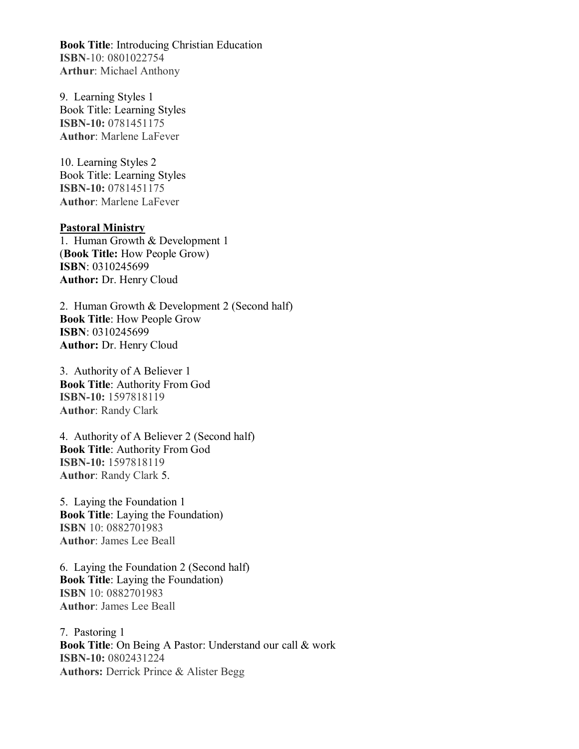**Book Title**: Introducing Christian Education
**ISBN**-10: 0801022754
**Arthur**: Michael Anthony

9. Learning Styles 1
Book Title: Learning Styles
**ISBN-10:** 0781451175
**Author**: Marlene LaFever

10. Learning Styles 2
Book Title: Learning Styles
**ISBN-10:** 0781451175
**Author**: Marlene LaFever

<u>**Pastoral Ministry**</u>

1. Human Growth & Development 1
(**Book Title:** How People Grow)
**ISBN**: 0310245699
**Author:** Dr. Henry Cloud

2. Human Growth & Development 2 (Second half)
**Book Title**: How People Grow
**ISBN**: 0310245699
**Author:** Dr. Henry Cloud

3. Authority of A Believer 1
**Book Title**: Authority From God
**ISBN-10:** 1597818119
**Author**: Randy Clark

4. Authority of A Believer 2 (Second half)
**Book Title**: Authority From God
**ISBN-10:** 1597818119
**Author**: Randy Clark 5.

5. Laying the Foundation 1
**Book Title**: Laying the Foundation)
**ISBN** 10: 0882701983
**Author**: James Lee Beall

6. Laying the Foundation 2 (Second half)
**Book Title**: Laying the Foundation)
**ISBN** 10: 0882701983
**Author**: James Lee Beall

7. Pastoring 1
**Book Title**: On Being A Pastor: Understand our call & work
**ISBN-10:** 0802431224
**Authors:** Derrick Prince & Alister Begg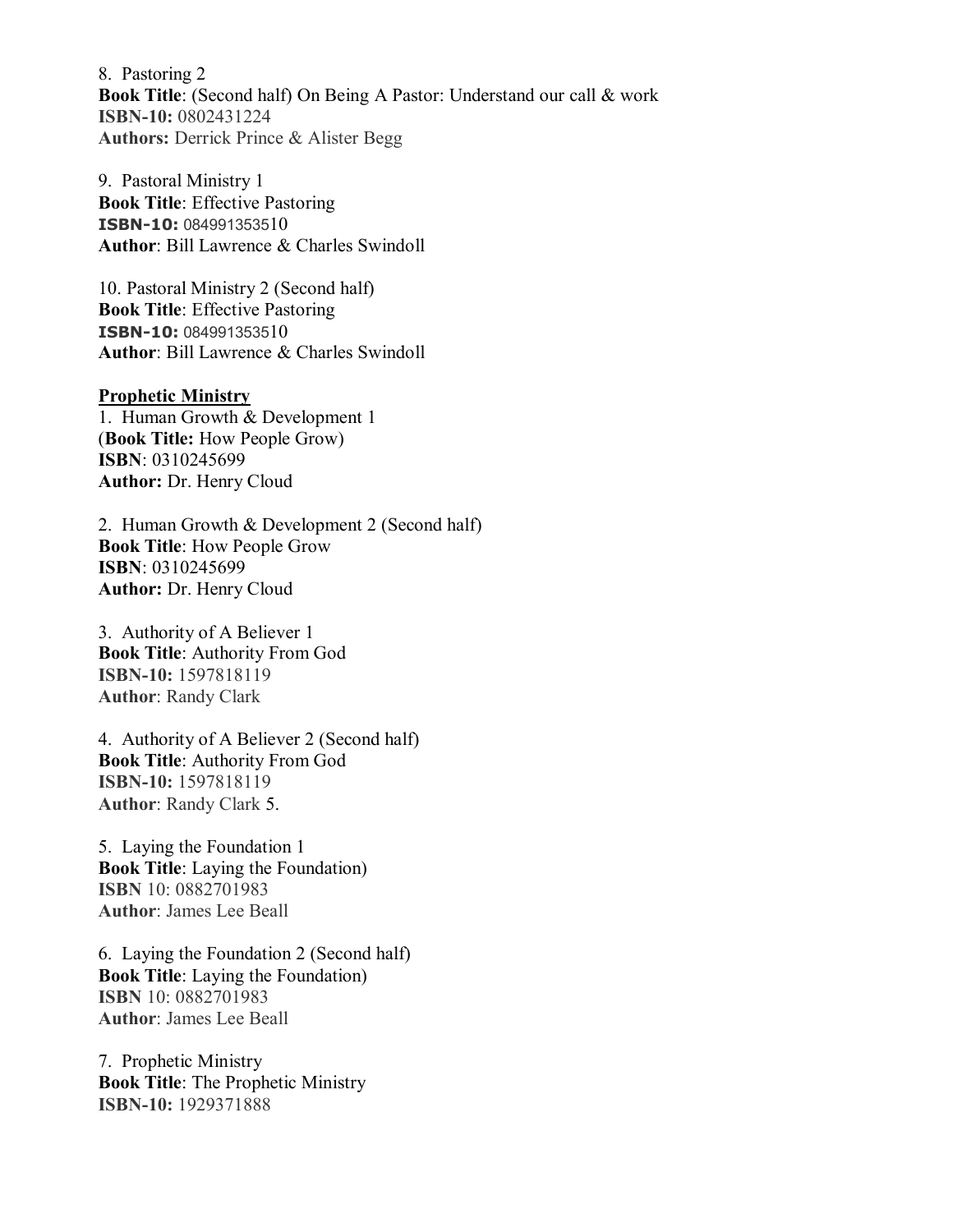8. Pastoring 2
**Book Title**: (Second half) On Being A Pastor: Understand our call & work
**ISBN-10:** 0802431224
**Authors:** Derrick Prince & Alister Begg

9. Pastoral Ministry 1
**Book Title**: Effective Pastoring
**ISBN-10:** 0849913535 10
**Author**: Bill Lawrence & Charles Swindoll

10. Pastoral Ministry 2 (Second half)
**Book Title**: Effective Pastoring
**ISBN-10:** 0849913535 10
**Author**: Bill Lawrence & Charles Swindoll

**Prophetic Ministry**

1. Human Growth & Development 1
(**Book Title:** How People Grow)
**ISBN**: 0310245699
**Author:** Dr. Henry Cloud

2. Human Growth & Development 2 (Second half)
**Book Title**: How People Grow
**ISBN**: 0310245699
**Author:** Dr. Henry Cloud

3. Authority of A Believer 1
**Book Title**: Authority From God
**ISBN-10:** 1597818119
**Author**: Randy Clark

4. Authority of A Believer 2 (Second half)
**Book Title**: Authority From God
**ISBN-10:** 1597818119
**Author**: Randy Clark 5.

5. Laying the Foundation 1
**Book Title**: Laying the Foundation)
**ISBN** 10: 0882701983
**Author**: James Lee Beall

6. Laying the Foundation 2 (Second half)
**Book Title**: Laying the Foundation)
**ISBN** 10: 0882701983
**Author**: James Lee Beall

7. Prophetic Ministry
**Book Title**: The Prophetic Ministry
**ISBN-10:** 1929371888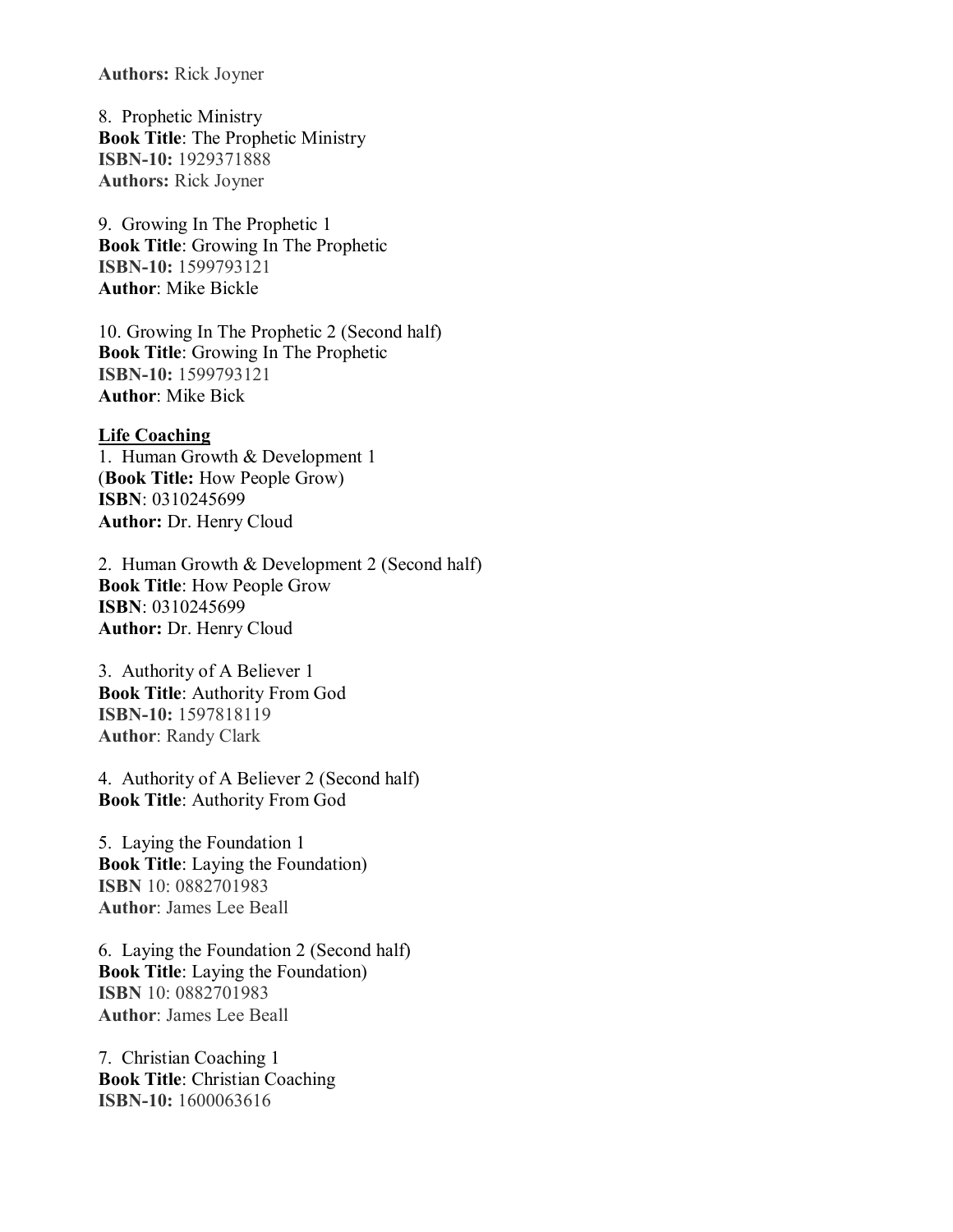**Authors:** Rick Joyner

8. Prophetic Ministry
**Book Title**: The Prophetic Ministry
**ISBN-10:** 1929371888
**Authors:** Rick Joyner

9. Growing In The Prophetic 1
**Book Title**: Growing In The Prophetic
**ISBN-10:** 1599793121
**Author**: Mike Bickle

10. Growing In The Prophetic 2 (Second half)
**Book Title**: Growing In The Prophetic
**ISBN-10:** 1599793121
**Author**: Mike Bick

**<u>Life Coaching</u>**

1. Human Growth & Development 1
(**Book Title:** How People Grow)
**ISBN**: 0310245699
**Author:** Dr. Henry Cloud

2. Human Growth & Development 2 (Second half)
**Book Title**: How People Grow
**ISBN**: 0310245699
**Author:** Dr. Henry Cloud

3. Authority of A Believer 1
**Book Title**: Authority From God
**ISBN-10:** 1597818119
**Author**: Randy Clark

4. Authority of A Believer 2 (Second half)
**Book Title**: Authority From God

5. Laying the Foundation 1
**Book Title**: Laying the Foundation)
**ISBN** 10: 0882701983
**Author**: James Lee Beall

6. Laying the Foundation 2 (Second half)
**Book Title**: Laying the Foundation)
**ISBN** 10: 0882701983
**Author**: James Lee Beall

7. Christian Coaching 1
**Book Title**: Christian Coaching
**ISBN-10:** 1600063616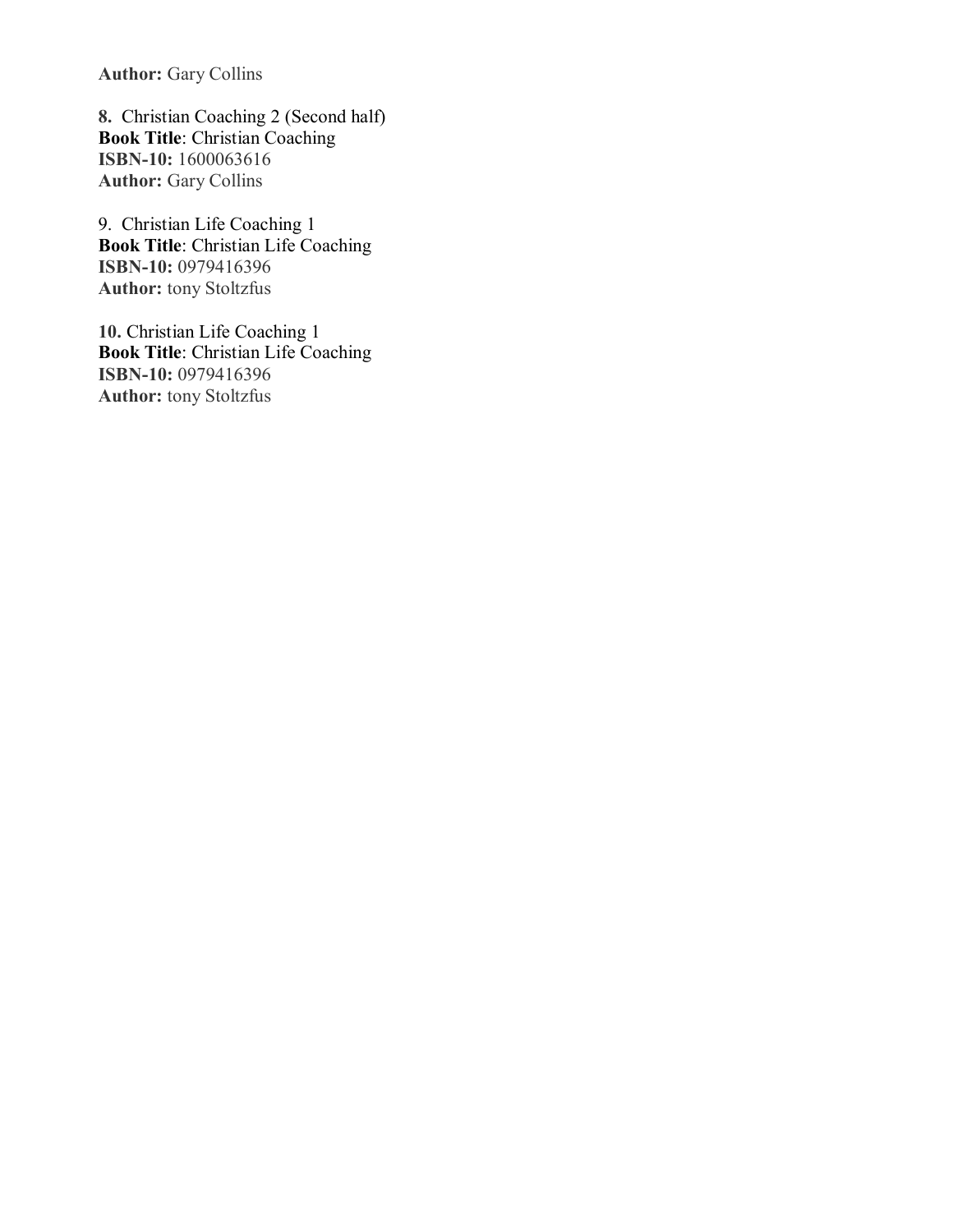**Author:** Gary Collins

**8.** Christian Coaching 2 (Second half)
**Book Title**: Christian Coaching
**ISBN-10:** 1600063616
**Author:** Gary Collins

9. Christian Life Coaching 1
**Book Title**: Christian Life Coaching
**ISBN-10:** 0979416396
**Author:** tony Stoltzfus

**10.** Christian Life Coaching 1
**Book Title**: Christian Life Coaching
**ISBN-10:** 0979416396
**Author:** tony Stoltzfus